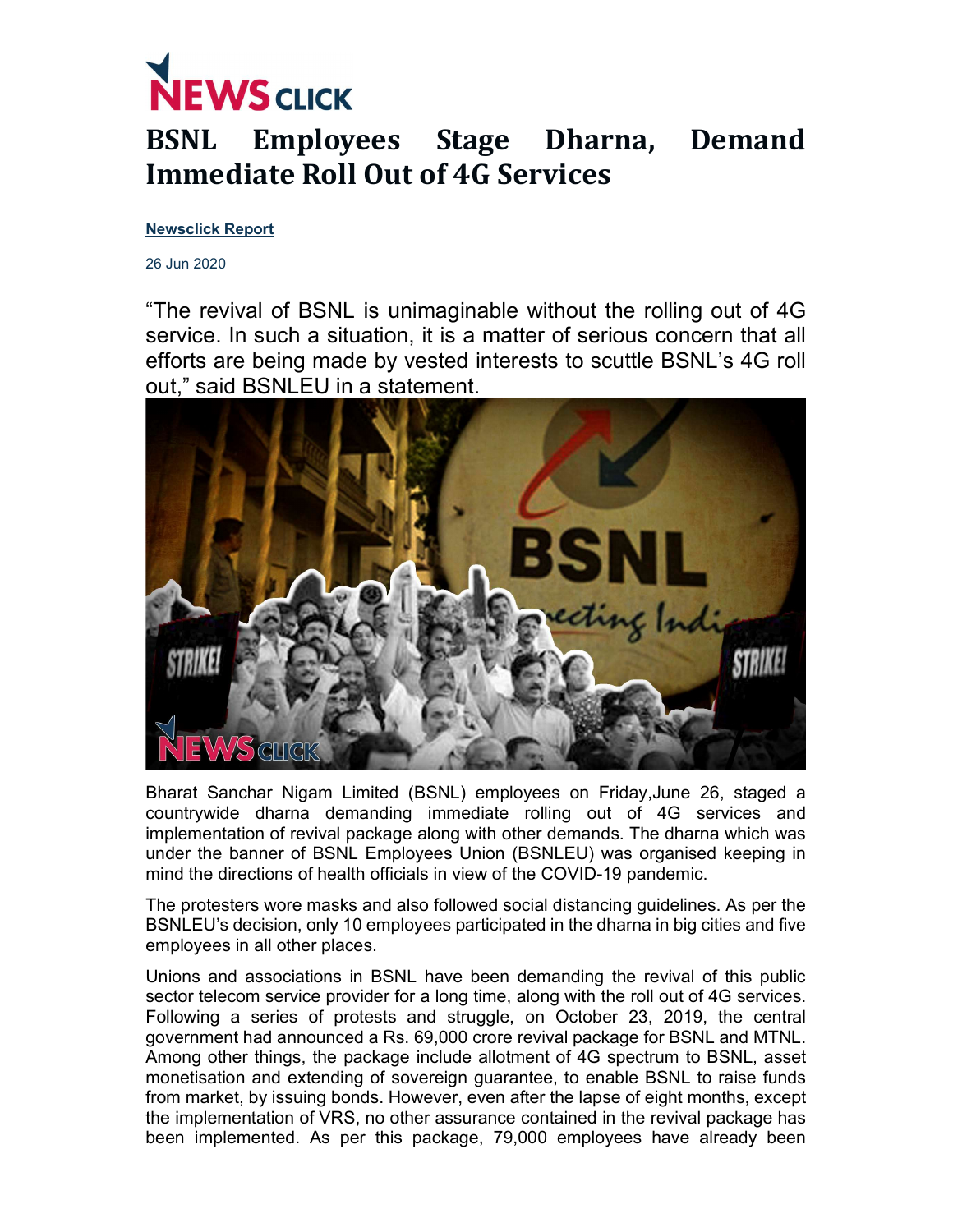# BSNL Employees Stage Dharna, Demand Immediate Roll Out of 4G Services

**Newsclick Report**

26 Jun 2020

"The revival of BSNL is unimaginable without the rolling out of 4G service. In such a situation, it is a matter of serious concern that all efforts are being made by vested interests to scuttle BSNL's 4G roll out," said BSNLEU in a statement.

Bharat Sanchar Nigam Limited (BSNL) employees on Friday,June 26, staged a countrywide dharna demanding immediate rolling out of 4G services and implementation of revival package along with other demands. The dharna which was under the banner of BSNL Employees Union (BSNLEU) was organised keeping in mind the directions of health officials in view of the COVID-19 pandemic.

The protesters wore masks and also followed social distancing guidelines. As per the BSNLEU's decision, only 10 employees participated in the dharna in big cities and five employees in all other places.

Unions and associations in BSNL have been demanding the revival of this public sector telecom service provider for a long time, along with the roll out of 4G services. Following a series of protests and struggle, on October 23, 2019, the central government had announced a Rs. 69,000 crore revival package for BSNL and MTNL. Among other things, the package include allotment of 4G spectrum to BSNL, asset monetisation and extending of sovereign guarantee, to enable BSNL to raise funds from market, by issuing bonds. However, even after the lapse of eight months, except the implementation of VRS, no other assurance contained in the revival package has been implemented. As per this package, 79,000 employees have already been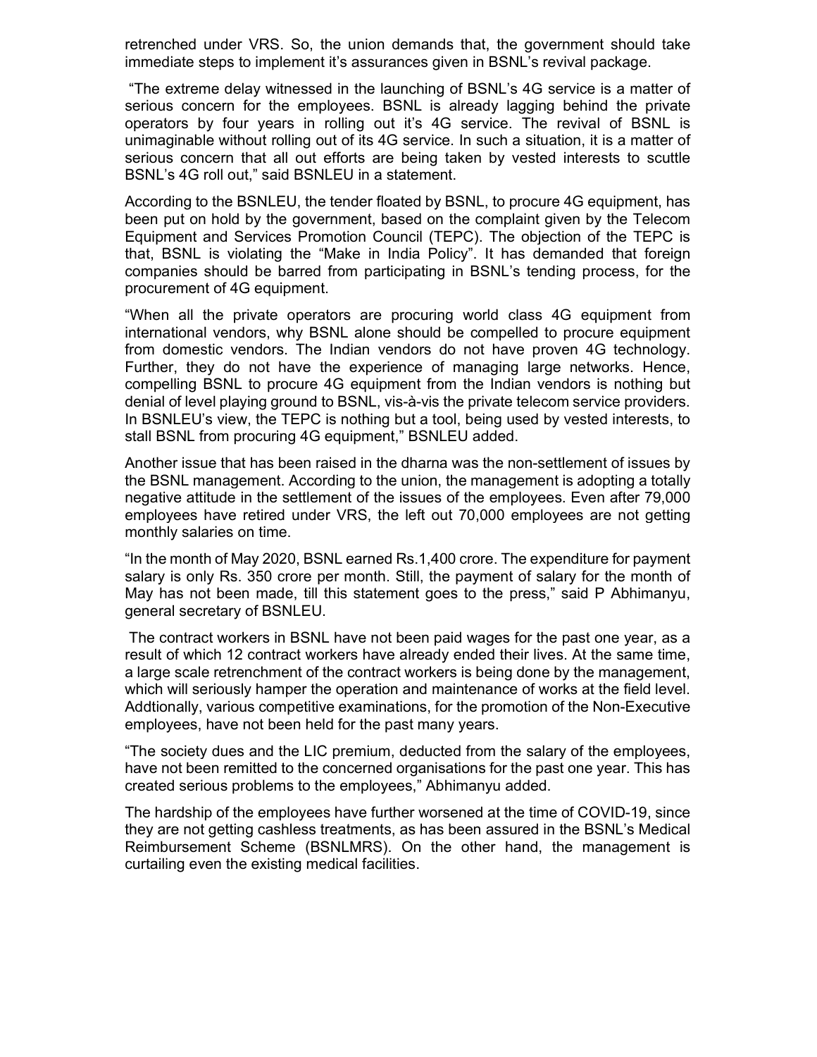retrenched under VRS. So, the union demands that, the government should take immediate steps to implement it's assurances given in BSNL's revival package.

"The extreme delay witnessed in the launching of BSNL's 4G service is a matter of serious concern for the employees. BSNL is already lagging behind the private operators by four years in rolling out it's 4G service. The revival of BSNL is unimaginable without rolling out of its 4G service. In such a situation, it is a matter of serious concern that all out efforts are being taken by vested interests to scuttle BSNL's 4G roll out," said BSNLEU in a statement.

According to the BSNLEU, the tender floated by BSNL, to procure 4G equipment, has been put on hold by the government, based on the complaint given by the Telecom Equipment and Services Promotion Council (TEPC). The objection of the TEPC is that, BSNL is violating the "Make in India Policy". It has demanded that foreign companies should be barred from participating in BSNL's tending process, for the procurement of 4G equipment.

"When all the private operators are procuring world class 4G equipment from international vendors, why BSNL alone should be compelled to procure equipment from domestic vendors. The Indian vendors do not have proven 4G technology. Further, they do not have the experience of managing large networks. Hence, compelling BSNL to procure 4G equipment from the Indian vendors is nothing but denial of level playing ground to BSNL, vis-à-vis the private telecom service providers. In BSNLEU's view, the TEPC is nothing but a tool, being used by vested interests, to stall BSNL from procuring 4G equipment," BSNLEU added.

Another issue that has been raised in the dharna was the non-settlement of issues by the BSNL management. According to the union, the management is adopting a totally negative attitude in the settlement of the issues of the employees. Even after 79,000 employees have retired under VRS, the left out 70,000 employees are not getting monthly salaries on time.

"In the month of May 2020, BSNL earned Rs.1,400 crore. The expenditure for payment salary is only Rs. 350 crore per month. Still, the payment of salary for the month of May has not been made, till this statement goes to the press," said P Abhimanyu, general secretary of BSNLEU.

The contract workers in BSNL have not been paid wages for the past one year, as a result of which 12 contract workers have already ended their lives. At the same time, a large scale retrenchment of the contract workers is being done by the management, which will seriously hamper the operation and maintenance of works at the field level. Addtionally, various competitive examinations, for the promotion of the Non-Executive employees, have not been held for the past many years.

"The society dues and the LIC premium, deducted from the salary of the employees, have not been remitted to the concerned organisations for the past one year. This has created serious problems to the employees," Abhimanyu added.

The hardship of the employees have further worsened at the time of COVID-19, since they are not getting cashless treatments, as has been assured in the BSNL's Medical Reimbursement Scheme (BSNLMRS). On the other hand, the management is curtailing even the existing medical facilities.